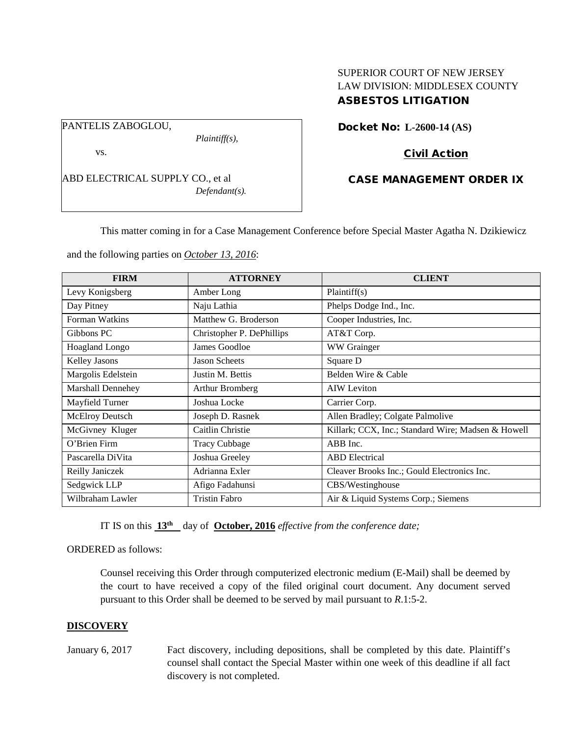SUPERIOR COURT OF NEW JERSEY
LAW DIVISION: MIDDLESEX COUNTY
**ASBESTOS LITIGATION**

PANTELIS ZABOGLOU,
*Plaintiff(s),*

vs.

ABD ELECTRICAL SUPPLY CO., et al
*Defendant(s).*

**Docket No: L-2600-14 (AS)**

**Civil Action**

**CASE MANAGEMENT ORDER IX**

This matter coming in for a Case Management Conference before Special Master Agatha N. Dzikiewicz and the following parties on *October 13, 2016*:

| FIRM | ATTORNEY | CLIENT |
|---|---|---|
| Levy Konigsberg | Amber Long | Plaintiff(s) |
| Day Pitney | Naju Lathia | Phelps Dodge Ind., Inc. |
| Forman Watkins | Matthew G. Broderson | Cooper Industries, Inc. |
| Gibbons PC | Christopher P. DePhillips | AT&T Corp. |
| Hoagland Longo | James Goodloe | WW Grainger |
| Kelley Jasons | Jason Scheets | Square D |
| Margolis Edelstein | Justin M. Bettis | Belden Wire & Cable |
| Marshall Dennehey | Arthur Bromberg | AIW Leviton |
| Mayfield Turner | Joshua Locke | Carrier Corp. |
| McElroy Deutsch | Joseph D. Rasnek | Allen Bradley; Colgate Palmolive |
| McGivney Kluger | Caitlin Christie | Killark; CCX, Inc.; Standard Wire; Madsen & Howell |
| O'Brien Firm | Tracy Cubbage | ABB Inc. |
| Pascarella DiVita | Joshua Greeley | ABD Electrical |
| Reilly Janiczek | Adrianna Exler | Cleaver Brooks Inc.; Gould Electronics Inc. |
| Sedgwick LLP | Afigo Fadahunsi | CBS/Westinghouse |
| Wilbraham Lawler | Tristin Fabro | Air & Liquid Systems Corp.; Siemens |

IT IS on this **13th** day of **October, 2016** *effective from the conference date;*

ORDERED as follows:

Counsel receiving this Order through computerized electronic medium (E-Mail) shall be deemed by the court to have received a copy of the filed original court document. Any document served pursuant to this Order shall be deemed to be served by mail pursuant to *R*.1:5-2.

## DISCOVERY

January 6, 2017 — Fact discovery, including depositions, shall be completed by this date. Plaintiff's counsel shall contact the Special Master within one week of this deadline if all fact discovery is not completed.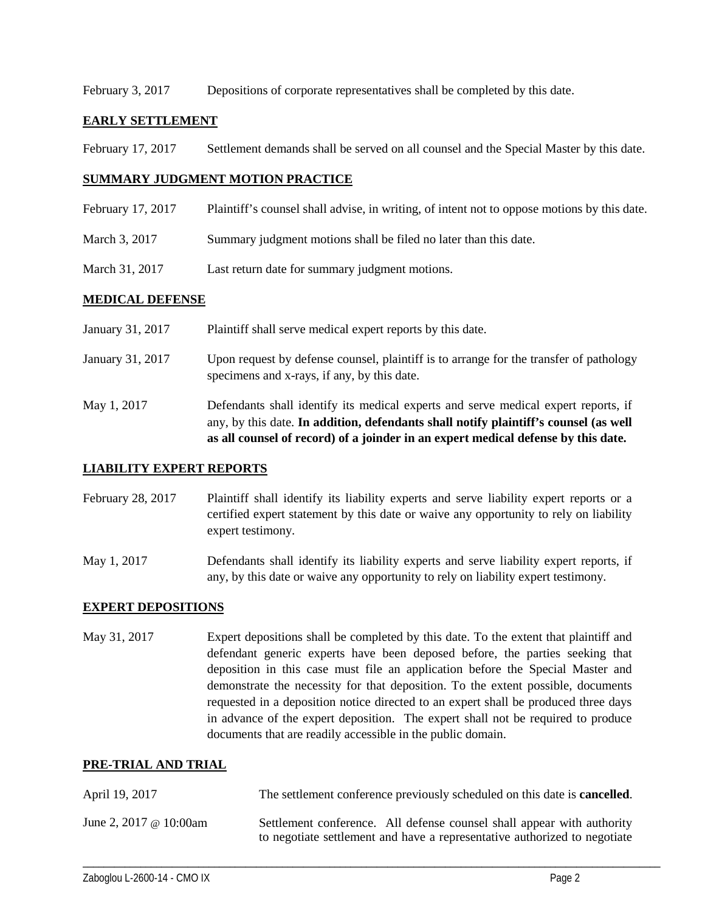February 3, 2017 Depositions of corporate representatives shall be completed by this date.

## EARLY SETTLEMENT

February 17, 2017 Settlement demands shall be served on all counsel and the Special Master by this date.

## SUMMARY JUDGMENT MOTION PRACTICE

February 17, 2017 Plaintiff's counsel shall advise, in writing, of intent not to oppose motions by this date.

March 3, 2017 Summary judgment motions shall be filed no later than this date.

March 31, 2017 Last return date for summary judgment motions.

## MEDICAL DEFENSE

January 31, 2017 Plaintiff shall serve medical expert reports by this date.

January 31, 2017 Upon request by defense counsel, plaintiff is to arrange for the transfer of pathology specimens and x-rays, if any, by this date.

May 1, 2017 Defendants shall identify its medical experts and serve medical expert reports, if any, by this date. **In addition, defendants shall notify plaintiff's counsel (as well as all counsel of record) of a joinder in an expert medical defense by this date.**

## LIABILITY EXPERT REPORTS

February 28, 2017 Plaintiff shall identify its liability experts and serve liability expert reports or a certified expert statement by this date or waive any opportunity to rely on liability expert testimony.

May 1, 2017 Defendants shall identify its liability experts and serve liability expert reports, if any, by this date or waive any opportunity to rely on liability expert testimony.

## EXPERT DEPOSITIONS

May 31, 2017 Expert depositions shall be completed by this date. To the extent that plaintiff and defendant generic experts have been deposed before, the parties seeking that deposition in this case must file an application before the Special Master and demonstrate the necessity for that deposition. To the extent possible, documents requested in a deposition notice directed to an expert shall be produced three days in advance of the expert deposition. The expert shall not be required to produce documents that are readily accessible in the public domain.

## PRE-TRIAL AND TRIAL

April 19, 2017 The settlement conference previously scheduled on this date is **cancelled**.

June 2, 2017 @ 10:00am Settlement conference. All defense counsel shall appear with authority to negotiate settlement and have a representative authorized to negotiate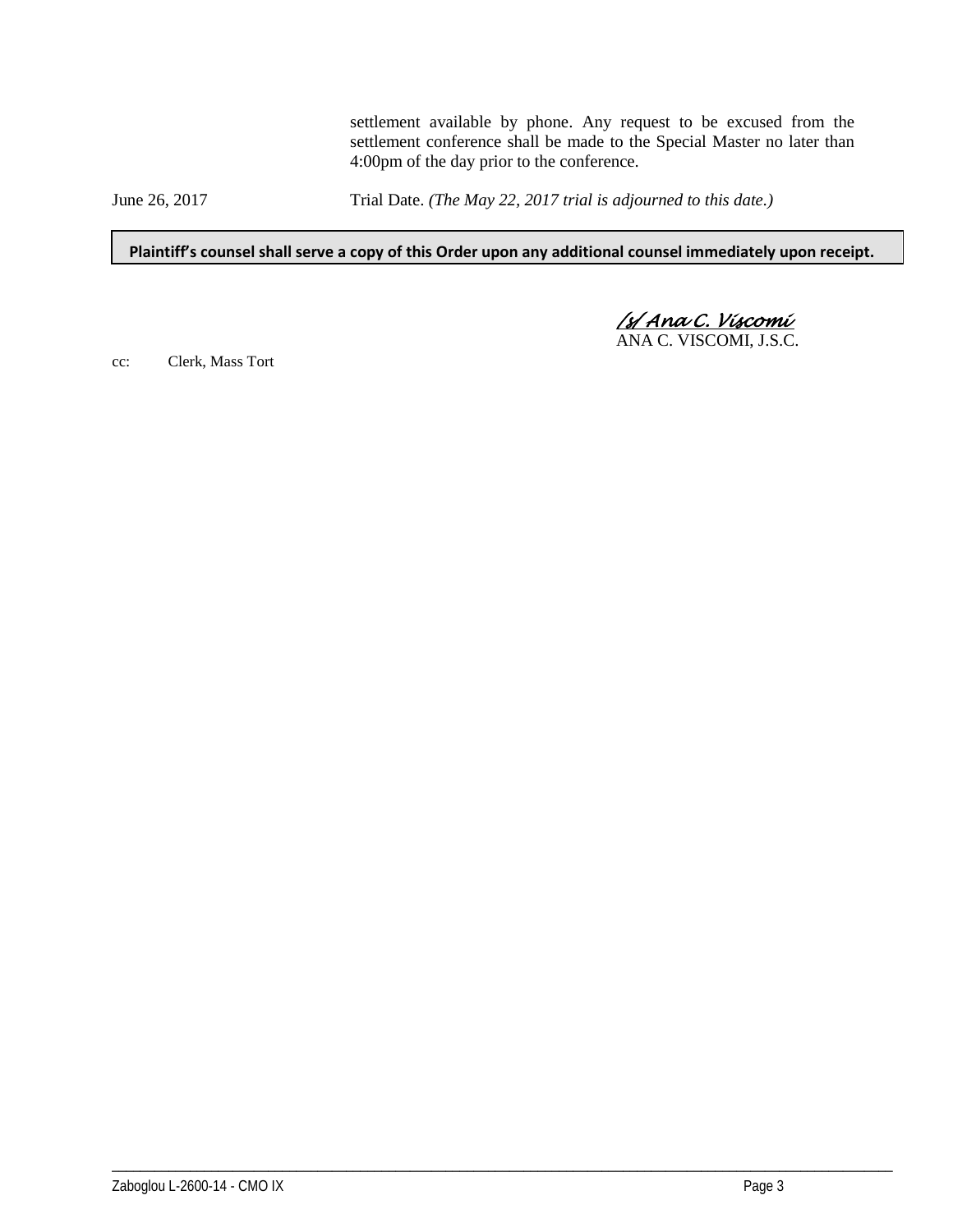| | |
|---|---|
| | settlement available by phone. Any request to be excused from the settlement conference shall be made to the Special Master no later than 4:00pm of the day prior to the conference. |
| June 26, 2017 | Trial Date. *(The May 22, 2017 trial is adjourned to this date.)* |

**Plaintiff's counsel shall serve a copy of this Order upon any additional counsel immediately upon receipt.**

*/s/ Ana C. Viscomi*
ANA C. VISCOMI, J.S.C.

cc: Clerk, Mass Tort